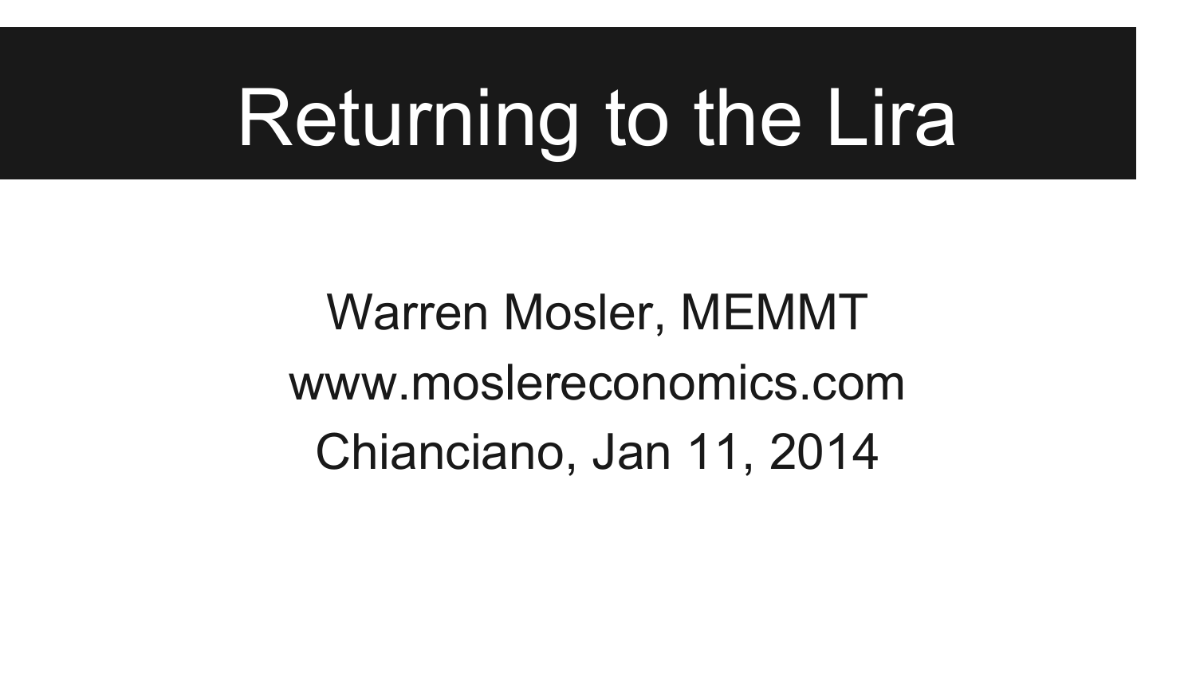# Returning to the Lira

Warren Mosler, MEMMT

www.moslereconomics.com

Chianciano, Jan 11, 2014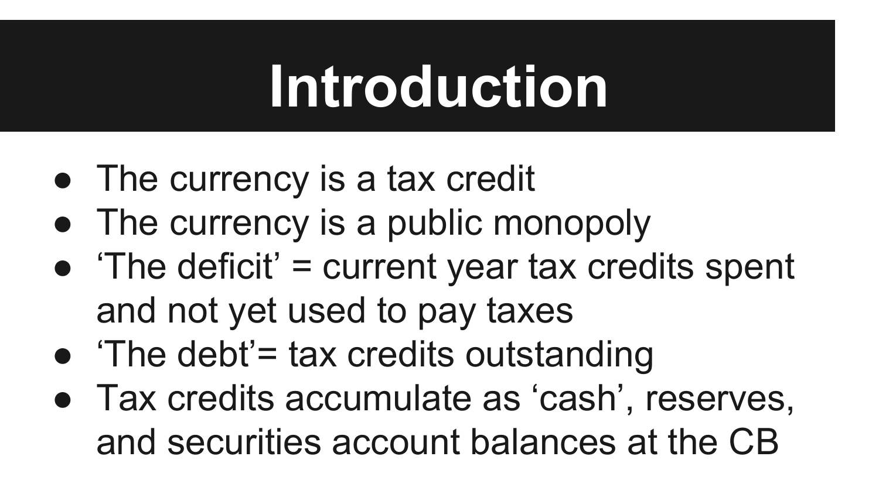# Introduction

- The currency is a tax credit
- The currency is a public monopoly
- 'The deficit' = current year tax credits spent and not yet used to pay taxes
- 'The debt'= tax credits outstanding
- Tax credits accumulate as 'cash', reserves, and securities account balances at the CB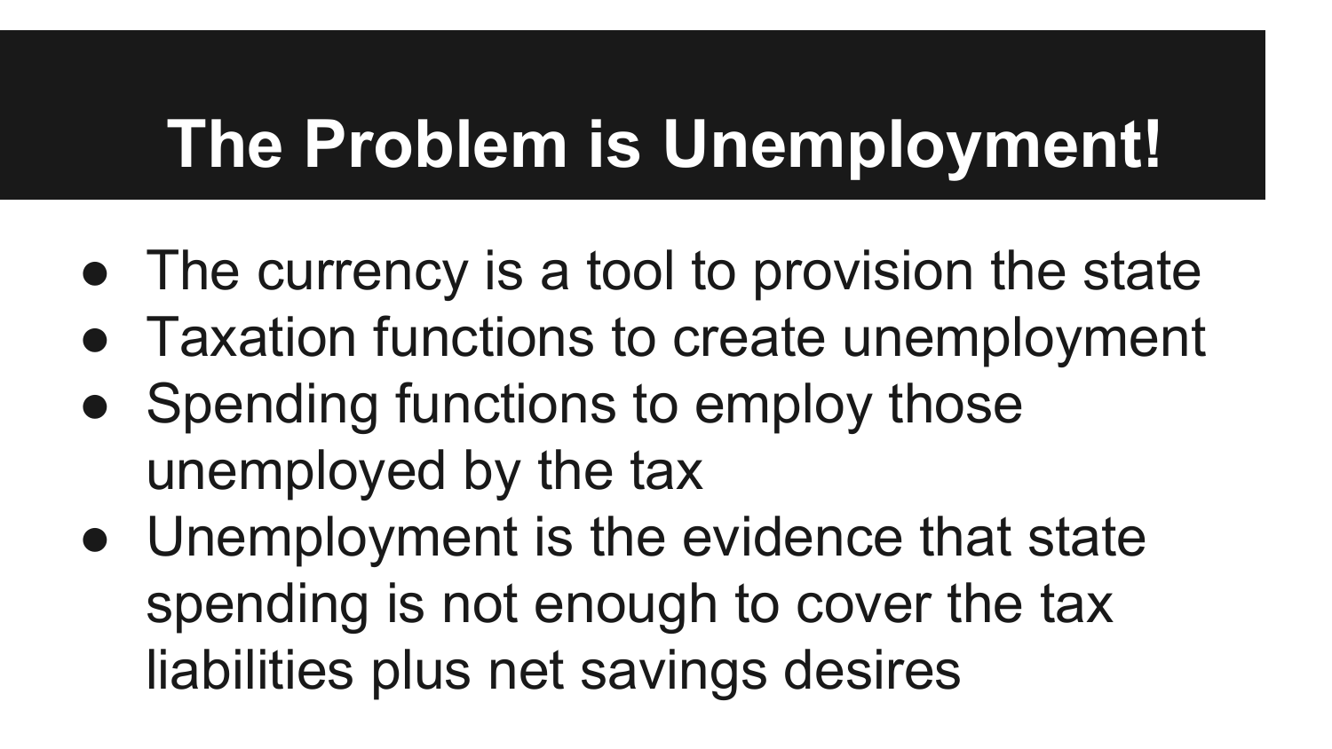# The Problem is Unemployment!

- The currency is a tool to provision the state
- Taxation functions to create unemployment
- Spending functions to employ those unemployed by the tax
- Unemployment is the evidence that state spending is not enough to cover the tax liabilities plus net savings desires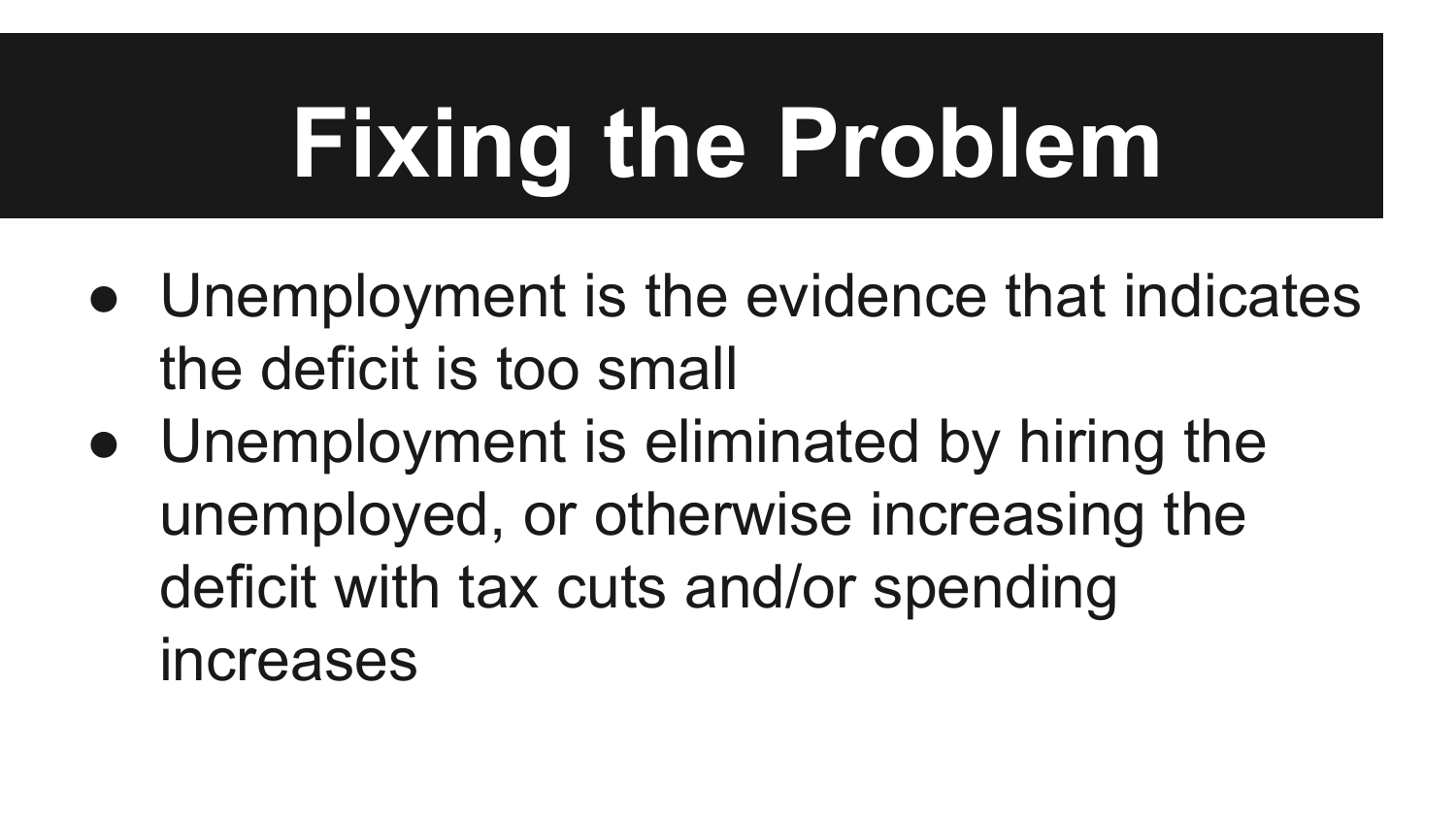# Fixing the Problem

- Unemployment is the evidence that indicates the deficit is too small
- Unemployment is eliminated by hiring the unemployed, or otherwise increasing the deficit with tax cuts and/or spending increases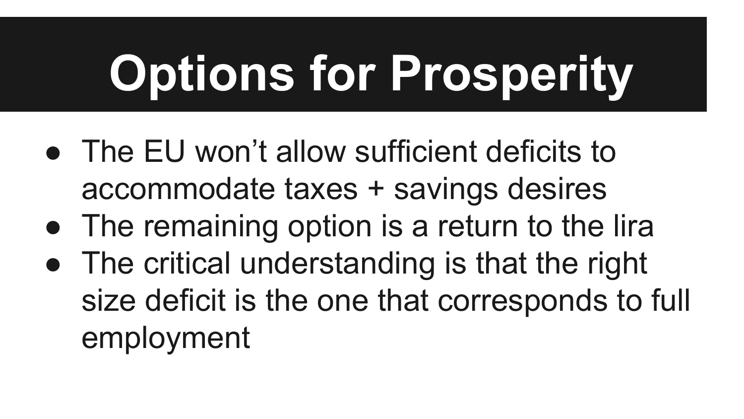# Options for Prosperity

- The EU won’t allow sufficient deficits to accommodate taxes + savings desires
- The remaining option is a return to the lira
- The critical understanding is that the right size deficit is the one that corresponds to full employment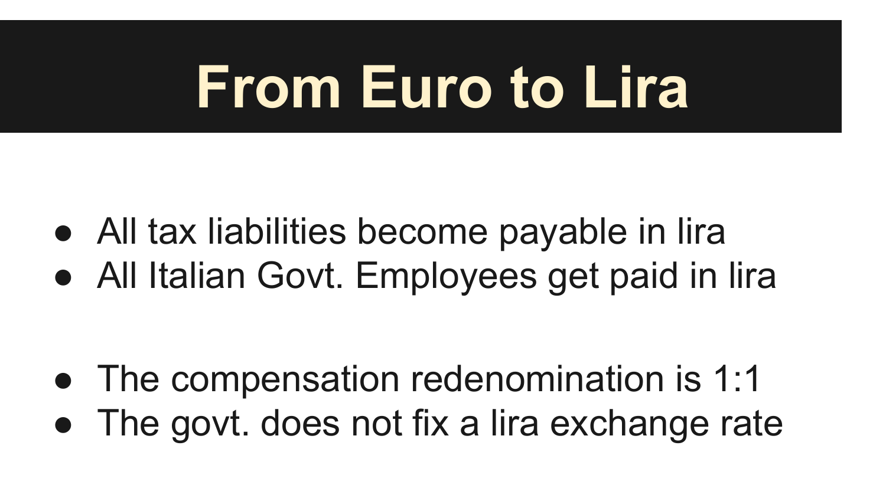# From Euro to Lira

- All tax liabilities become payable in lira
- All Italian Govt. Employees get paid in lira

- The compensation redenomination is 1:1
- The govt. does not fix a lira exchange rate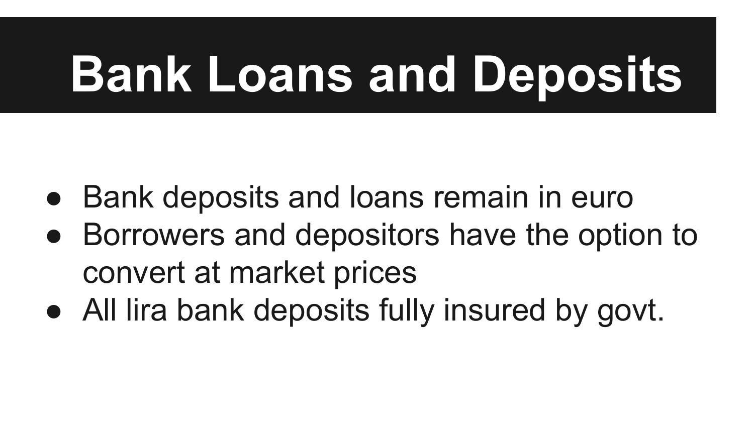# Bank Loans and Deposits

- Bank deposits and loans remain in euro
- Borrowers and depositors have the option to convert at market prices
- All lira bank deposits fully insured by govt.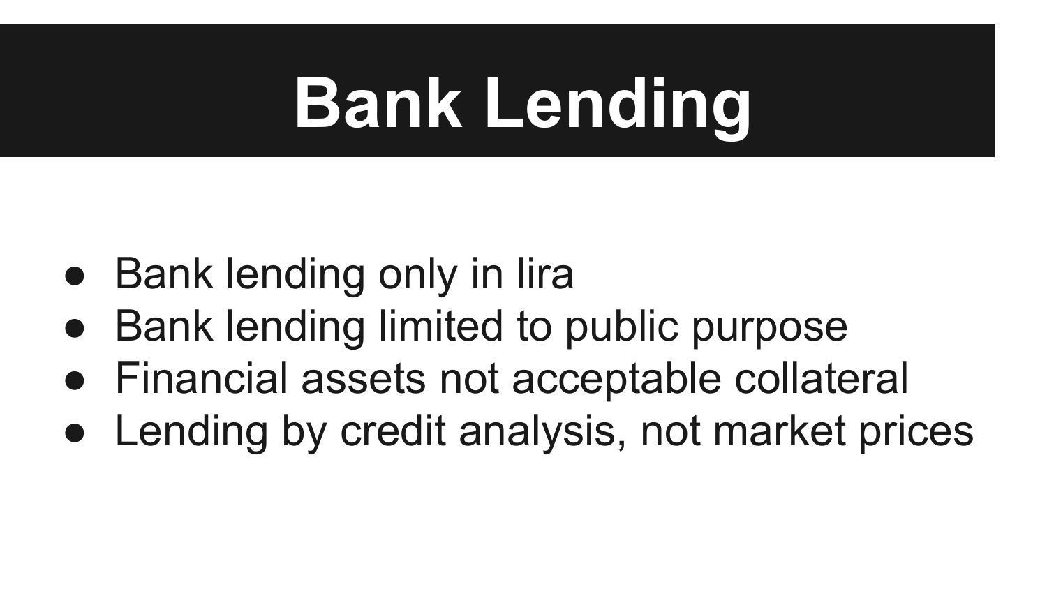# Bank Lending

- Bank lending only in lira
- Bank lending limited to public purpose
- Financial assets not acceptable collateral
- Lending by credit analysis, not market prices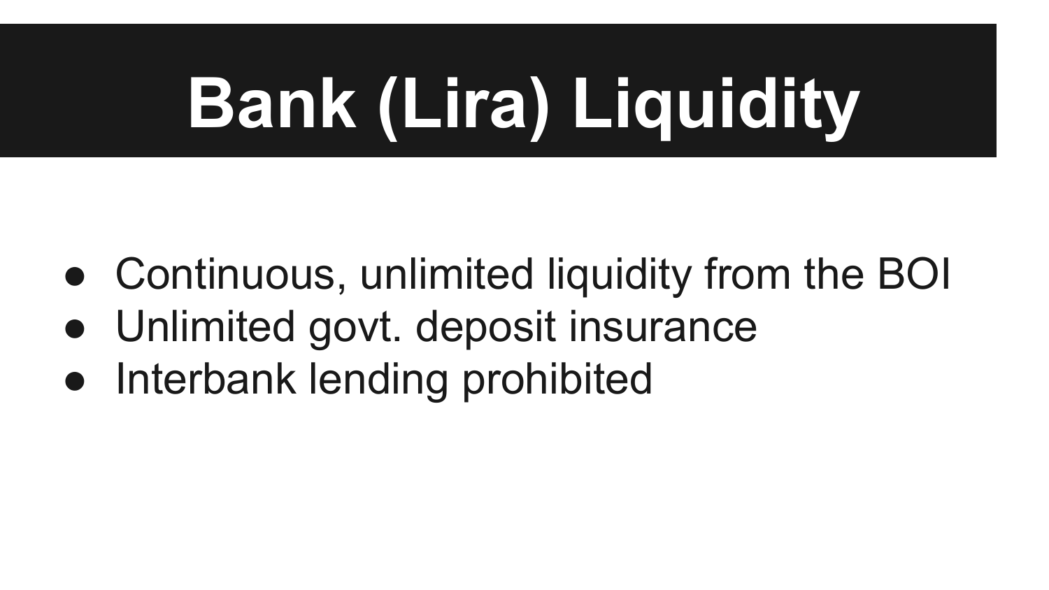# Bank (Lira) Liquidity

- Continuous, unlimited liquidity from the BOI
- Unlimited govt. deposit insurance
- Interbank lending prohibited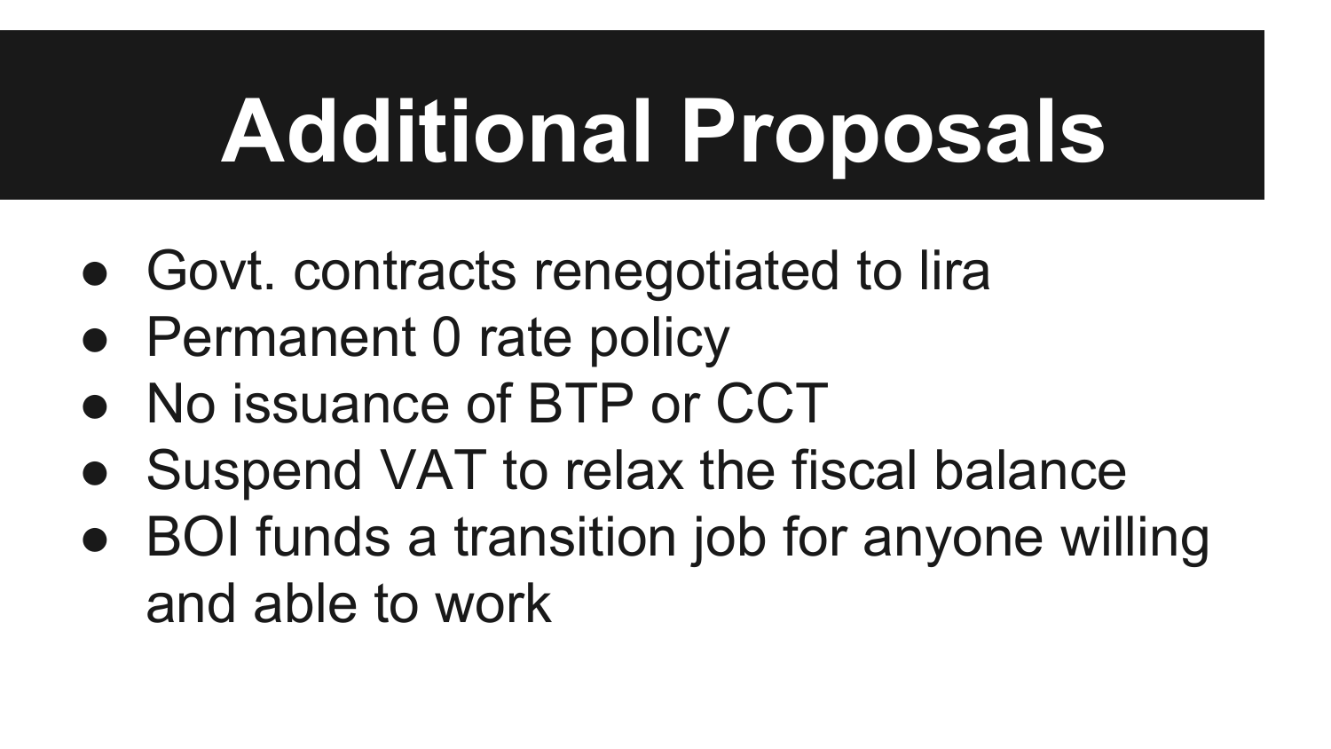# Additional Proposals

- Govt. contracts renegotiated to lira
- Permanent 0 rate policy
- No issuance of BTP or CCT
- Suspend VAT to relax the fiscal balance
- BOI funds a transition job for anyone willing and able to work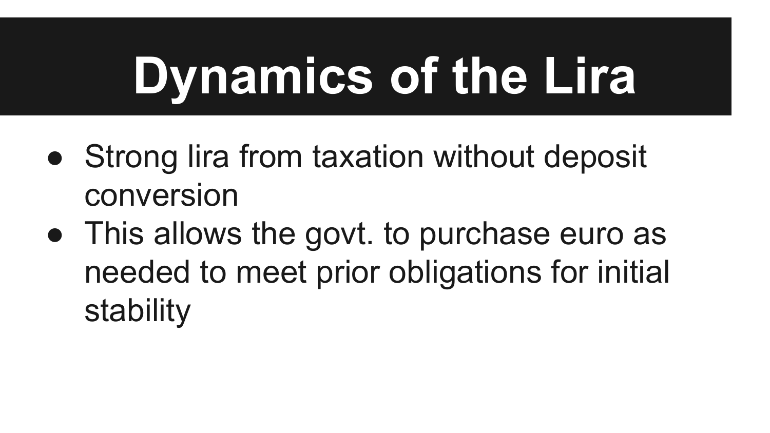# Dynamics of the Lira

- Strong lira from taxation without deposit conversion
- This allows the govt. to purchase euro as needed to meet prior obligations for initial stability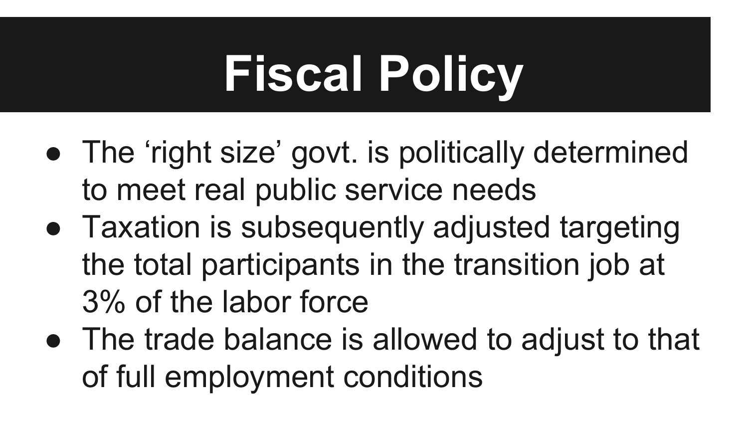# Fiscal Policy

- The 'right size' govt. is politically determined to meet real public service needs
- Taxation is subsequently adjusted targeting the total participants in the transition job at 3% of the labor force
- The trade balance is allowed to adjust to that of full employment conditions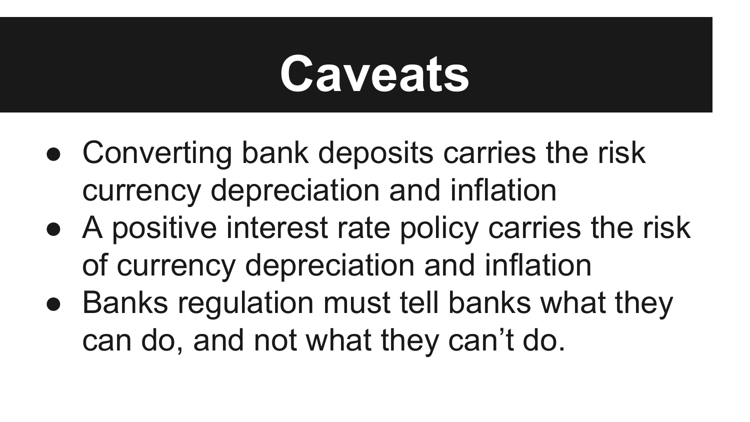# Caveats

- Converting bank deposits carries the risk currency depreciation and inflation
- A positive interest rate policy carries the risk of currency depreciation and inflation
- Banks regulation must tell banks what they can do, and not what they can't do.